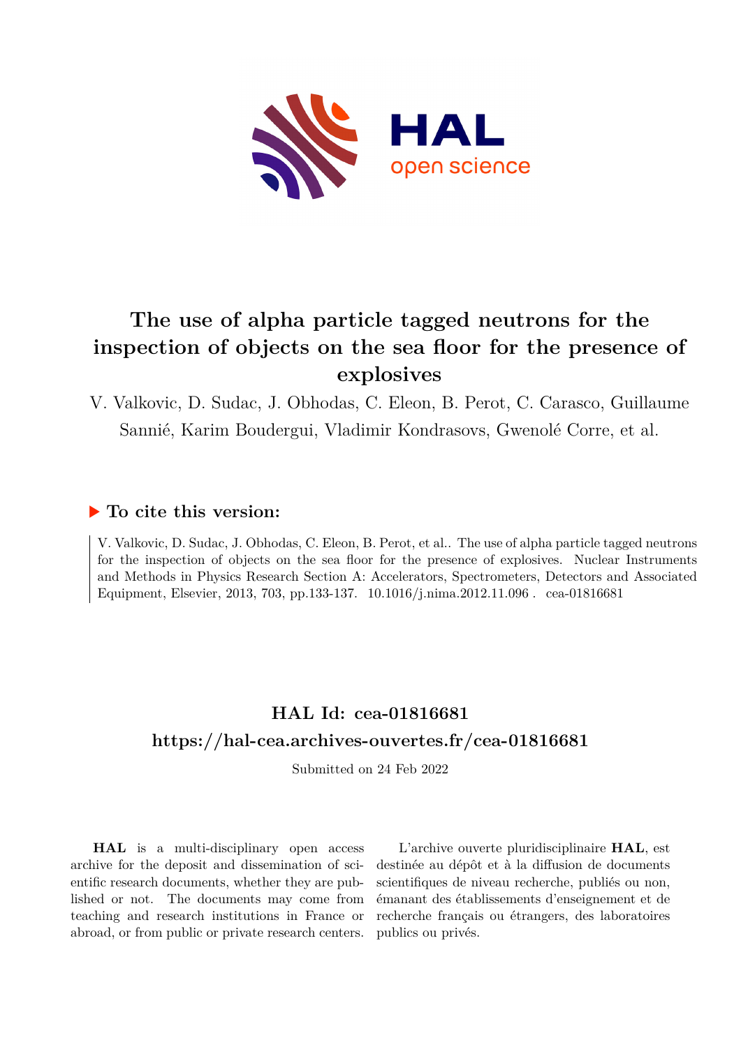# The use of alpha particle tagged neutrons for the inspection of objects on the sea floor for the presence of explosives

V. Valkovic, D. Sudac, J. Obhodas, C. Eleon, B. Perot, C. Carasco, Guillaume Sannié, Karim Boudergui, Vladimir Kondrasovs, Gwenolé Corre, et al.

## ▶ To cite this version:

V. Valkovic, D. Sudac, J. Obhodas, C. Eleon, B. Perot, et al.. The use of alpha particle tagged neutrons for the inspection of objects on the sea floor for the presence of explosives. Nuclear Instruments and Methods in Physics Research Section A: Accelerators, Spectrometers, Detectors and Associated Equipment, Elsevier, 2013, 703, pp.133-137. 10.1016/j.nima.2012.11.096. cea-01816681

## HAL Id: cea-01816681

## https://hal-cea.archives-ouvertes.fr/cea-01816681

Submitted on 24 Feb 2022

**HAL** is a multi-disciplinary open access archive for the deposit and dissemination of scientific research documents, whether they are published or not. The documents may come from teaching and research institutions in France or abroad, or from public or private research centers.

L'archive ouverte pluridisciplinaire **HAL**, est destinée au dépôt et à la diffusion de documents scientifiques de niveau recherche, publiés ou non, émanant des établissements d'enseignement et de recherche français ou étrangers, des laboratoires publics ou privés.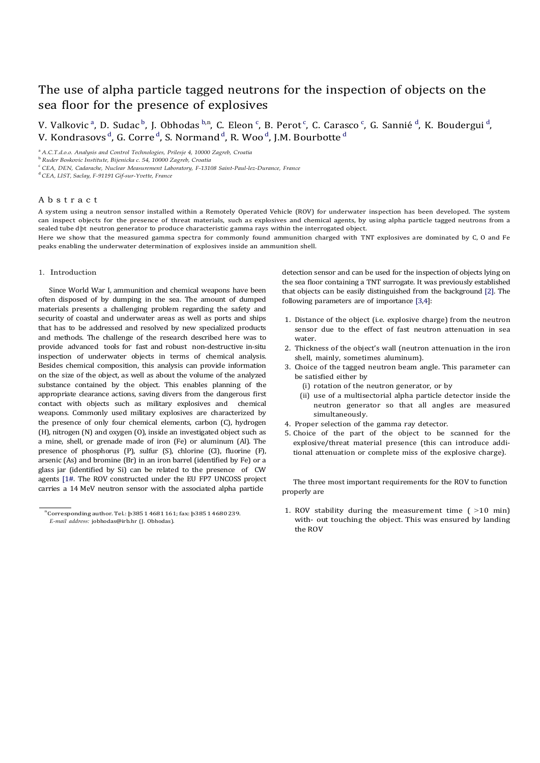# The use of alpha particle tagged neutrons for the inspection of objects on the sea floor for the presence of explosives

V. Valkovic [a], D. Sudac [b], J. Obhodas [b,n], C. Eleon [c], B. Perot [c], C. Carasco [c], G. Sannié [d], K. Boudergui [d], V. Kondrasovs [d], G. Corre [d], S. Normand [d], R. Woo [d], J.M. Bourbotte [d]

[a] *A.C.T.d.o.o. Analysis and Control Technologies, Prilesje 4, 10000 Zagreb, Croatia*

[b] *Ruder Boskovic Institute, Bijenicka c. 54, 10000 Zagreb, Croatia*

[c] *CEA, DEN, Cadarache, Nuclear Measurement Laboratory, F-13108 Saint-Paul-lez-Durance, France*

[d] *CEA, LIST, Saclay, F-91191 Gif-sur-Yvette, France*

## Abstract

A system using a neutron sensor installed within a Remotely Operated Vehicle (ROV) for underwater inspection has been developed. The system can inspect objects for the presence of threat materials, such as explosives and chemical agents, by using alpha particle tagged neutrons from a sealed tube dþt neutron generator to produce characteristic gamma rays within the interrogated object.

Here we show that the measured gamma spectra for commonly found ammunition charged with TNT explosives are dominated by C, O and Fe peaks enabling the underwater determination of explosives inside an ammunition shell.

## 1. Introduction

Since World War I, ammunition and chemical weapons have been often disposed of by dumping in the sea. The amount of dumped materials presents a challenging problem regarding the safety and security of coastal and underwater areas as well as ports and ships that has to be addressed and resolved by new specialized products and methods. The challenge of the research described here was to provide advanced tools for fast and robust non-destructive in-situ inspection of underwater objects in terms of chemical analysis. Besides chemical composition, this analysis can provide information on the size of the object, as well as about the volume of the analyzed substance contained by the object. This enables planning of the appropriate clearance actions, saving divers from the dangerous first contact with objects such as military explosives and chemical weapons. Commonly used military explosives are characterized by the presence of only four chemical elements, carbon (C), hydrogen (H), nitrogen (N) and oxygen (O), inside an investigated object such as a mine, shell, or grenade made of iron (Fe) or aluminum (Al). The presence of phosphorus (P), sulfur (S), chlorine (Cl), fluorine (F), arsenic (As) and bromine (Br) in an iron barrel (identified by Fe) or a glass jar (identified by Si) can be related to the presence of CW agents [1#. The ROV constructed under the EU FP7 UNCOSS project carries a 14 MeV neutron sensor with the associated alpha particle detection sensor and can be used for the inspection of objects lying on the sea floor containing a TNT surrogate. It was previously established that objects can be easily distinguished from the background [2]. The following parameters are of importance [3,4]:

1. Distance of the object (i.e. explosive charge) from the neutron sensor due to the effect of fast neutron attenuation in sea water.
2. Thickness of the object's wall (neutron attenuation in the iron shell, mainly, sometimes aluminum).
3. Choice of the tagged neutron beam angle. This parameter can be satisfied either by
   - (i) rotation of the neutron generator, or by
   - (ii) use of a multisectorial alpha particle detector inside the neutron generator so that all angles are measured simultaneously.
4. Proper selection of the gamma ray detector.
5. Choice of the part of the object to be scanned for the explosive/threat material presence (this can introduce additional attenuation or complete miss of the explosive charge).

The three most important requirements for the ROV to function properly are

1. ROV stability during the measurement time ( >10 min) with- out touching the object. This was ensured by landing the ROV

[n] Corresponding author. Tel.: þ385 1 4681 161; fax: þ385 1 4680 239.
*E-mail address:* jobhodas@irb.hr (J. Obhodas).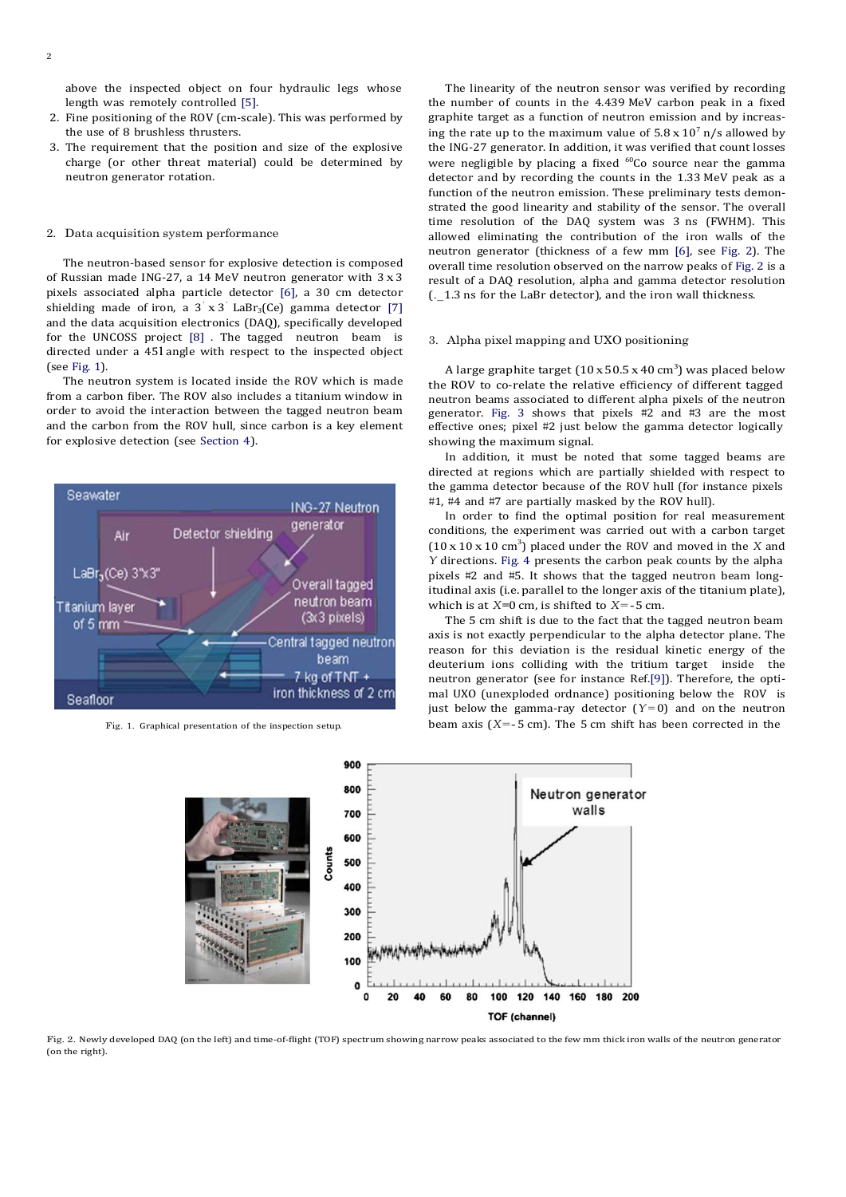above the inspected object on four hydraulic legs whose length was remotely controlled [5].

2. Fine positioning of the ROV (cm-scale). This was performed by the use of 8 brushless thrusters.
3. The requirement that the position and size of the explosive charge (or other threat material) could be determined by neutron generator rotation.

## 2. Data acquisition system performance

The neutron-based sensor for explosive detection is composed of Russian made ING-27, a 14 MeV neutron generator with 3 x 3 pixels associated alpha particle detector [6], a 30 cm detector shielding made of iron, a 3″ x 3″ $LaBr_3(Ce)$ gamma detector [7] and the data acquisition electronics (DAQ), specifically developed for the UNCOSS project [8] . The tagged neutron beam is directed under a 45° angle with respect to the inspected object (see Fig. 1).

The neutron system is located inside the ROV which is made from a carbon fiber. The ROV also includes a titanium window in order to avoid the interaction between the tagged neutron beam and the carbon from the ROV hull, since carbon is a key element for explosive detection (see Section 4).

Fig. 1. Graphical presentation of the inspection setup.

The linearity of the neutron sensor was verified by recording the number of counts in the 4.439 MeV carbon peak in a fixed graphite target as a function of neutron emission and by increasing the rate up to the maximum value of $5.8 \times 10^7$ n/s allowed by the ING-27 generator. In addition, it was verified that count losses were negligible by placing a fixed $^{60}$Co source near the gamma detector and by recording the counts in the 1.33 MeV peak as a function of the neutron emission. These preliminary tests demonstrated the good linearity and stability of the sensor. The overall time resolution of the DAQ system was 3 ns (FWHM). This allowed eliminating the contribution of the iron walls of the neutron generator (thickness of a few mm [6], see Fig. 2). The overall time resolution observed on the narrow peaks of Fig. 2 is a result of a DAQ resolution, alpha and gamma detector resolution (~1.3 ns for the LaBr detector), and the iron wall thickness.

## 3. Alpha pixel mapping and UXO positioning

A large graphite target (10 x 50.5 x 40 cm³) was placed below the ROV to co-relate the relative efficiency of different tagged neutron beams associated to different alpha pixels of the neutron generator. Fig. 3 shows that pixels #2 and #3 are the most effective ones; pixel #2 just below the gamma detector logically showing the maximum signal.

In addition, it must be noted that some tagged beams are directed at regions which are partially shielded with respect to the gamma detector because of the ROV hull (for instance pixels #1, #4 and #7 are partially masked by the ROV hull).

In order to find the optimal position for real measurement conditions, the experiment was carried out with a carbon target (10 x 10 x 10 cm³) placed under the ROV and moved in the $X$ and $Y$ directions. Fig. 4 presents the carbon peak counts by the alpha pixels #2 and #5. It shows that the tagged neutron beam longitudinal axis (i.e. parallel to the longer axis of the titanium plate), which is at $X$=0 cm, is shifted to $X$=-5 cm.

The 5 cm shift is due to the fact that the tagged neutron beam axis is not exactly perpendicular to the alpha detector plane. The reason for this deviation is the residual kinetic energy of the deuterium ions colliding with the tritium target inside the neutron generator (see for instance Ref.[9]). Therefore, the optimal UXO (unexploded ordnance) positioning below the ROV is just below the gamma-ray detector ($Y$=0) and on the neutron beam axis ($X$=-5 cm). The 5 cm shift has been corrected in the

Fig. 2. Newly developed DAQ (on the left) and time-of-flight (TOF) spectrum showing narrow peaks associated to the few mm thick iron walls of the neutron generator (on the right).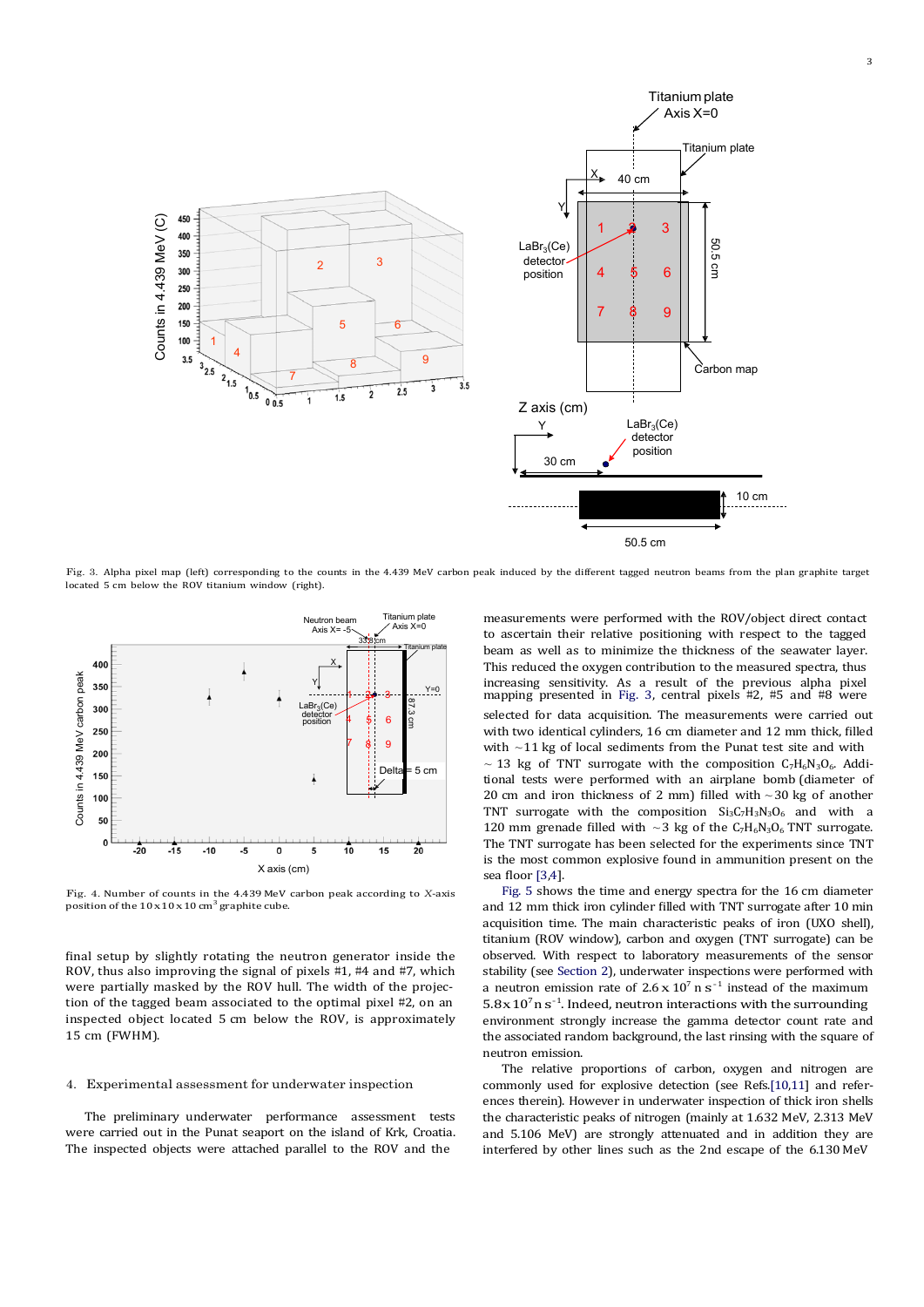Fig. 3. Alpha pixel map (left) corresponding to the counts in the 4.439 MeV carbon peak induced by the different tagged neutron beams from the plan graphite target located 5 cm below the ROV titanium window (right).

Fig. 4. Number of counts in the 4.439 MeV carbon peak according to X-axis position of the 10 x 10 x 10 $cm^3$ graphite cube.

final setup by slightly rotating the neutron generator inside the ROV, thus also improving the signal of pixels #1, #4 and #7, which were partially masked by the ROV hull. The width of the projection of the tagged beam associated to the optimal pixel #2, on an inspected object located 5 cm below the ROV, is approximately 15 cm (FWHM).

## 4. Experimental assessment for underwater inspection

The preliminary underwater performance assessment tests were carried out in the Punat seaport on the island of Krk, Croatia. The inspected objects were attached parallel to the ROV and the measurements were performed with the ROV/object direct contact to ascertain their relative positioning with respect to the tagged beam as well as to minimize the thickness of the seawater layer. This reduced the oxygen contribution to the measured spectra, thus increasing sensitivity. As a result of the previous alpha pixel mapping presented in Fig. 3, central pixels #2, #5 and #8 were selected for data acquisition. The measurements were carried out with two identical cylinders, 16 cm diameter and 12 mm thick, filled with ~11 kg of local sediments from the Punat test site and with ~ 13 kg of TNT surrogate with the composition $C_7H_6N_3O_6$. Additional tests were performed with an airplane bomb (diameter of 20 cm and iron thickness of 2 mm) filled with ~30 kg of another TNT surrogate with the composition $Si_3C_7H_3N_3O_6$ and with a 120 mm grenade filled with ~3 kg of the $C_7H_6N_3O_6$ TNT surrogate. The TNT surrogate has been selected for the experiments since TNT is the most common explosive found in ammunition present on the sea floor [3,4].

Fig. 5 shows the time and energy spectra for the 16 cm diameter and 12 mm thick iron cylinder filled with TNT surrogate after 10 min acquisition time. The main characteristic peaks of iron (UXO shell), titanium (ROV window), carbon and oxygen (TNT surrogate) can be observed. With respect to laboratory measurements of the sensor stability (see Section 2), underwater inspections were performed with a neutron emission rate of 2.6 x $10^7$ n $s^{-1}$ instead of the maximum 5.8x $10^7$ n $s^{-1}$. Indeed, neutron interactions with the surrounding environment strongly increase the gamma detector count rate and the associated random background, the last rinsing with the square of neutron emission.

The relative proportions of carbon, oxygen and nitrogen are commonly used for explosive detection (see Refs.[10,11] and references therein). However in the case of thick iron shells the characteristic peaks of nitrogen (mainly at 1.632 MeV, 2.313 MeV and 5.106 MeV) are strongly attenuated and in addition they are interfered by other lines such as the 2nd escape of the 6.130 MeV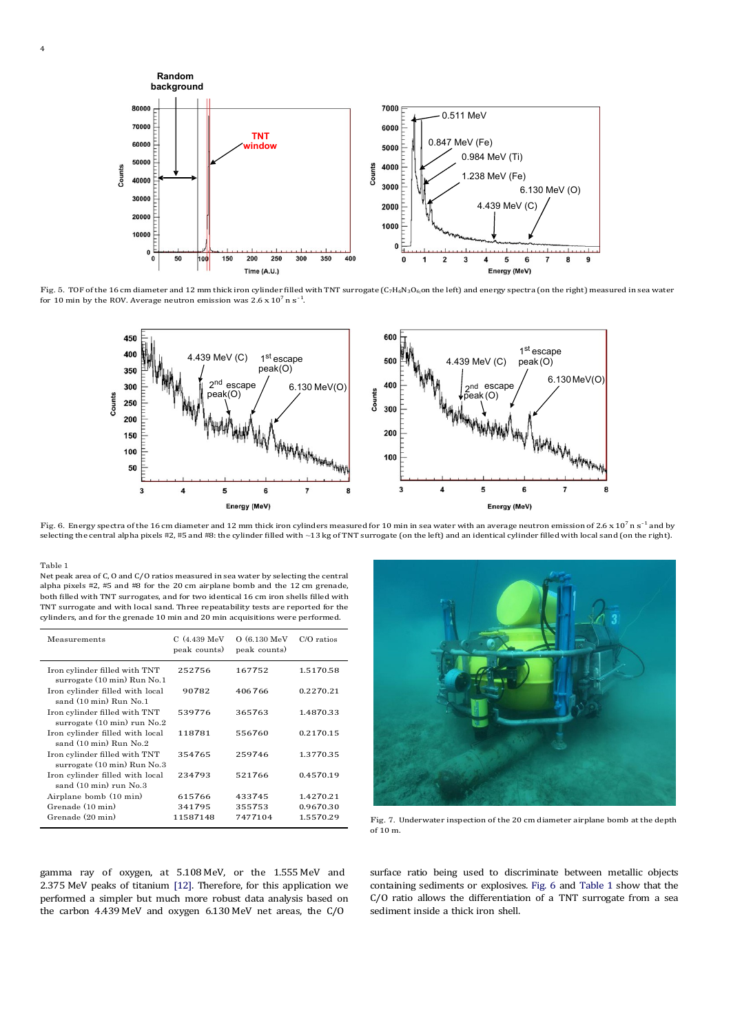Fig. 5. TOF of the 16 cm diameter and 12 mm thick iron cylinder filled with TNT surrogate ($C_7H_6N_3O_6$ on the left) and energy spectra (on the right) measured in sea water for 10 min by the ROV. Average neutron emission was $2.6 \times 10^7$ n s$^{-1}$.

Fig. 6. Energy spectra of the 16 cm diameter and 12 mm thick iron cylinders measured for 10 min in sea water with an average neutron emission of $2.6 \times 10^7$ n s$^{-1}$ and by selecting the central alpha pixels #2, #5 and #8: the cylinder filled with ~13 kg of TNT surrogate (on the left) and an identical cylinder filled with local sand (on the right).

Table 1
Net peak area of C, O and C/O ratios measured in sea water by selecting the central alpha pixels #2, #5 and #8 for the 20 cm airplane bomb and the 12 cm grenade, both filled with TNT surrogates, and for two identical 16 cm iron shells filled with TNT surrogate and with local sand. Three repeatability tests are reported for the cylinders, and for the grenade 10 min and 20 min acquisitions were performed.

| Measurements | C (4.439 MeV peak counts) | O (6.130 MeV peak counts) | C/O ratios |
|---|---|---|---|
| Iron cylinder filled with TNT surrogate (10 min) Run No.1 | 252756 | 167752 | 1.5170.58 |
| Iron cylinder filled with local sand (10 min) Run No.1 | 90782 | 406766 | 0.2270.21 |
| Iron cylinder filled with TNT surrogate (10 min) run No.2 | 539776 | 365763 | 1.4870.33 |
| Iron cylinder filled with local sand (10 min) Run No.2 | 118781 | 556760 | 0.2170.15 |
| Iron cylinder filled with TNT surrogate (10 min) Run No.3 | 354765 | 259746 | 1.3770.35 |
| Iron cylinder filled with local sand (10 min) run No.3 | 234793 | 521766 | 0.4570.19 |
| Airplane bomb (10 min) | 615766 | 433745 | 1.4270.21 |
| Grenade (10 min) | 341795 | 355753 | 0.9670.30 |
| Grenade (20 min) | 11587148 | 7477104 | 1.5570.29 |

Fig. 7. Underwater inspection of the 20 cm diameter airplane bomb at the depth of 10 m.

gamma ray of oxygen, at 5.108 MeV, or the 1.555 MeV and 2.375 MeV peaks of titanium [12]. Therefore, for this application we performed a simpler but much more robust data analysis based on the carbon 4.439 MeV and oxygen 6.130 MeV net areas, the C/O surface ratio being used to discriminate between metallic objects containing sediments or explosives. Fig. 6 and Table 1 show that the C/O ratio allows the differentiation of a TNT surrogate from a sea sediment inside a thick iron shell.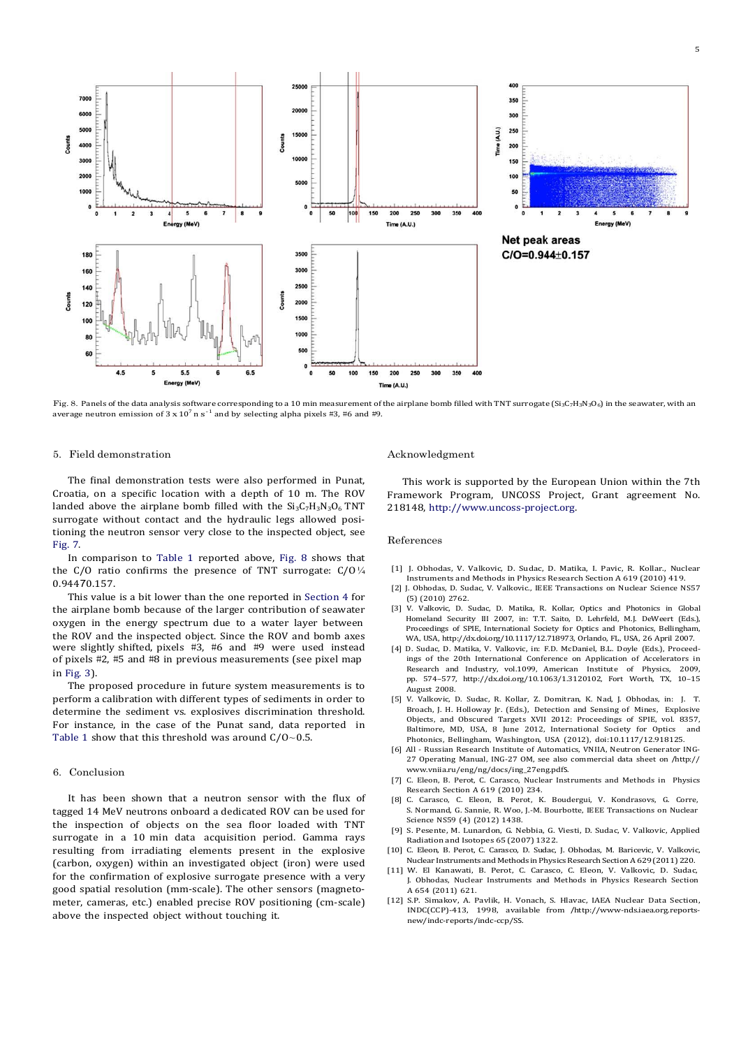Counts

Energy (MeV)

Counts

Time (A.U.)

Time (A.U.)

Energy (MeV)

Net peak areas

C/O=0.944±0.157

Counts

Energy (MeV)

Counts

Time (A.U.)

Fig. 8. Panels of the data analysis software corresponding to a 10 min measurement of the airplane bomb filled with TNT surrogate ($Si_3C_7H_3N_3O_6$) in the seawater, with an average neutron emission of $3 \times 10^7$ n s$^{-1}$ and by selecting alpha pixels #3, #6 and #9.

## 5. Field demonstration

The final demonstration tests were also performed in Punat, Croatia, on a specific location with a depth of 10 m. The ROV landed above the airplane bomb filled with the $Si_3C_7H_3N_3O_6$ TNT surrogate without contact and the hydraulic legs allowed positioning the neutron sensor very close to the inspected object, see Fig. 7.

In comparison to Table 1 reported above, Fig. 8 shows that the C/O ratio confirms the presence of TNT surrogate: C/O¼ 0.94470.157.

This value is a bit lower than the one reported in Section 4 for the airplane bomb because of the larger contribution of seawater oxygen in the energy spectrum due to a water layer between the ROV and the inspected object. Since the ROV and bomb axes were slightly shifted, pixels #3, #6 and #9 were used instead of pixels #2, #5 and #8 in previous measurements (see pixel map in Fig. 3).

The proposed procedure in future system measurements is to perform a calibration with different types of sediments in order to determine the sediment vs. explosives discrimination threshold. For instance, in the case of the Punat sand, data reported in Table 1 show that this threshold was around C/O~0.5.

## 6. Conclusion

It has been shown that a neutron sensor with the flux of tagged 14 MeV neutrons onboard a dedicated ROV can be used for the inspection of objects on the sea floor loaded with TNT surrogate in a 10 min data acquisition period. Gamma rays resulting from irradiating elements present in the explosive (carbon, oxygen) within an investigated object (iron) were used for the confirmation of explosive surrogate presence with a very good spatial resolution (mm-scale). The other sensors (magnetometer, cameras, etc.) enabled precise ROV positioning (cm-scale) above the inspected object without touching it.

## Acknowledgment

This work is supported by the European Union within the 7th Framework Program, UNCOSS Project, Grant agreement No. 218148, http://www.uncoss-project.org.

## References

[1] J. Obhodas, V. Valkovic, D. Sudac, D. Matika, I. Pavic, R. Kollar., Nuclear Instruments and Methods in Physics Research Section A 619 (2010) 419.

[2] J. Obhodas, D. Sudac, V. Valkovic., IEEE Transactions on Nuclear Science NS57 (5) (2010) 2762.

[3] V. Valkovic, D. Sudac, D. Matika, R. Kollar, Optics and Photonics in Global Homeland Security III 2007, in: T.T. Saito, D. Lehrfeld, M.J. DeWeert (Eds.), Proceedings of SPIE, International Society for Optics and Photonics, Bellingham, WA, USA, http://dx.doi.org/10.1117/12.718973, Orlando, FL, USA, 26 April 2007.

[4] D. Sudac, D. Matika, V. Valkovic, in: F.D. McDaniel, B.L. Doyle (Eds.), Proceedings of the 20th International Conference on Application of Accelerators in Research and Industry, vol.1099, American Institute of Physics, 2009, pp. 574–577, http://dx.doi.org/10.1063/1.3120102, Fort Worth, TX, 10–15 August 2008.

[5] V. Valkovic, D. Sudac, R. Kollar, Z. Domitran, K. Nad, J. Obhodas, in: J. T. Broach, J. H. Holloway Jr. (Eds.), Detection and Sensing of Mines, Explosive Objects, and Obscured Targets XVII 2012: Proceedings of SPIE, vol. 8357, Baltimore, MD, USA, 8 June 2012, International Society for Optics and Photonics, Bellingham, Washington, USA (2012), doi:10.1117/12.918125.

[6] All - Russian Research Institute of Automatics, VNIIA, Neutron Generator ING-27 Operating Manual, ING-27 OM, see also commercial data sheet on /http://www.vniia.ru/eng/ng/docs/ing_27eng.pdfS.

[7] C. Eleon, B. Perot, C. Carasco, Nuclear Instruments and Methods in Physics Research Section A 619 (2010) 234.

[8] C. Carasco, C. Eleon, B. Perot, K. Boudergui, V. Kondrasovs, G. Corre, S. Normand, G. Sannie, R. Woo, J.-M. Bourbotte, IEEE Transactions on Nuclear Science NS59 (4) (2012) 1438.

[9] S. Pesente, M. Lunardon, G. Nebbia, G. Viesti, D. Sudac, V. Valkovic, Applied Radiation and Isotopes 65 (2007) 1322.

[10] C. Eleon, B. Perot, C. Carasco, D. Sudac, J. Obhodas, M. Baricevic, V. Valkovic, Nuclear Instruments and Methods in Physics Research Section A 629 (2011) 220.

[11] W. El Kanawati, B. Perot, C. Carasco, C. Eleon, V. Valkovic, D. Sudac, J. Obhodas, Nuclear Instruments and Methods in Physics Research Section A 654 (2011) 621.

[12] S.P. Simakov, A. Pavlik, H. Vonach, S. Hlavac, IAEA Nuclear Data Section, INDC(CCP)-413, 1998, available from /http://www-nds.iaea.org.reports-new/indc-reports/indc-ccp/SS.